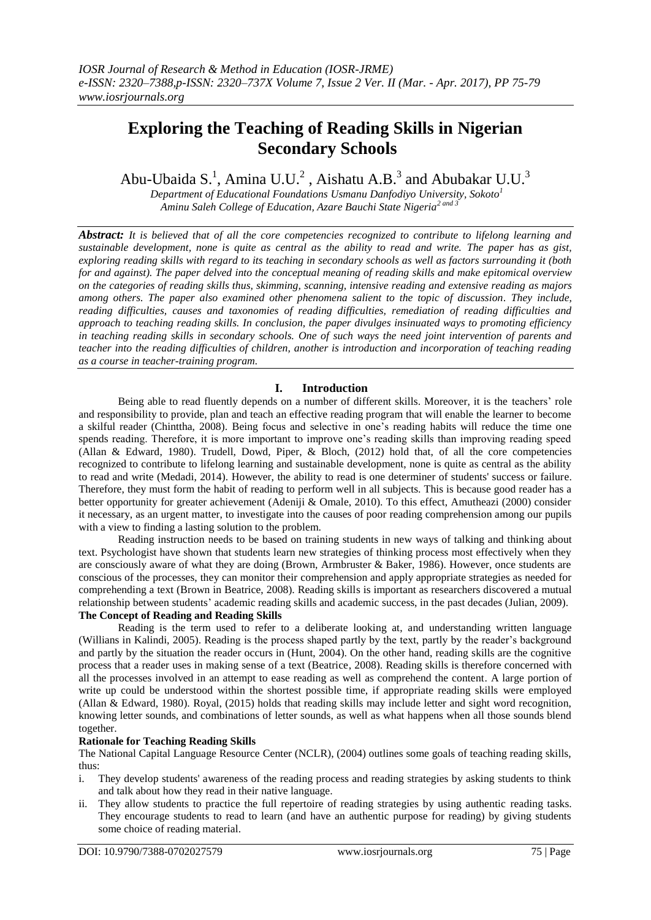# Exploring the Teaching of Reading Skills in Nigerian Secondary Schools

Abu-Ubaida S.[1], Amina U.U.[2], Aishatu A.B.[3] and Abubakar U.U.[3]

*Department of Educational Foundations Usmanu Danfodiyo University, Sokoto[1]*
*Aminu Saleh College of Education, Azare Bauchi State Nigeria[2 and 3]*

***Abstract:*** *It is believed that of all the core competencies recognized to contribute to lifelong learning and sustainable development, none is quite as central as the ability to read and write. The paper has as gist, exploring reading skills with regard to its teaching in secondary schools as well as factors surrounding it (both for and against). The paper delved into the conceptual meaning of reading skills and make epitomical overview on the categories of reading skills thus, skimming, scanning, intensive reading and extensive reading as majors among others. The paper also examined other phenomena salient to the topic of discussion. They include, reading difficulties, causes and taxonomies of reading difficulties, remediation of reading difficulties and approach to teaching reading skills. In conclusion, the paper divulges insinuated ways to promoting efficiency in teaching reading skills in secondary schools. One of such ways the need joint intervention of parents and teacher into the reading difficulties of children, another is introduction and incorporation of teaching reading as a course in teacher-training program.*

## I. Introduction

Being able to read fluently depends on a number of different skills. Moreover, it is the teachers' role and responsibility to provide, plan and teach an effective reading program that will enable the learner to become a skilful reader (Chinttha, 2008). Being focus and selective in one's reading habits will reduce the time one spends reading. Therefore, it is more important to improve one's reading skills than improving reading speed (Allan & Edward, 1980). Trudell, Dowd, Piper, & Bloch, (2012) hold that, of all the core competencies recognized to contribute to lifelong learning and sustainable development, none is quite as central as the ability to read and write (Medadi, 2014). However, the ability to read is one determiner of students' success or failure. Therefore, they must form the habit of reading to perform well in all subjects. This is because good reader has a better opportunity for greater achievement (Adeniji & Omale, 2010). To this effect, Amutheazi (2000) consider it necessary, as an urgent matter, to investigate into the causes of poor reading comprehension among our pupils with a view to finding a lasting solution to the problem.

Reading instruction needs to be based on training students in new ways of talking and thinking about text. Psychologist have shown that students learn new strategies of thinking process most effectively when they are consciously aware of what they are doing (Brown, Armbruster & Baker, 1986). However, once students are conscious of the processes, they can monitor their comprehension and apply appropriate strategies as needed for comprehending a text (Brown in Beatrice, 2008). Reading skills is important as researchers discovered a mutual relationship between students' academic reading skills and academic success, in the past decades (Julian, 2009).

### The Concept of Reading and Reading Skills

Reading is the term used to refer to a deliberate looking at, and understanding written language (Willians in Kalindi, 2005). Reading is the process shaped partly by the text, partly by the reader's background and partly by the situation the reader occurs in (Hunt, 2004). On the other hand, reading skills are the cognitive process that a reader uses in making sense of a text (Beatrice, 2008). Reading skills is therefore concerned with all the processes involved in an attempt to ease reading as well as comprehend the content. A large portion of write up could be understood within the shortest possible time, if appropriate reading skills were employed (Allan & Edward, 1980). Royal, (2015) holds that reading skills may include letter and sight word recognition, knowing letter sounds, and combinations of letter sounds, as well as what happens when all those sounds blend together.

### Rationale for Teaching Reading Skills

The National Capital Language Resource Center (NCLR), (2004) outlines some goals of teaching reading skills, thus:

i. They develop students' awareness of the reading process and reading strategies by asking students to think and talk about how they read in their native language.
ii. They allow students to practice the full repertoire of reading strategies by using authentic reading tasks. They encourage students to read to learn (and have an authentic purpose for reading) by giving students some choice of reading material.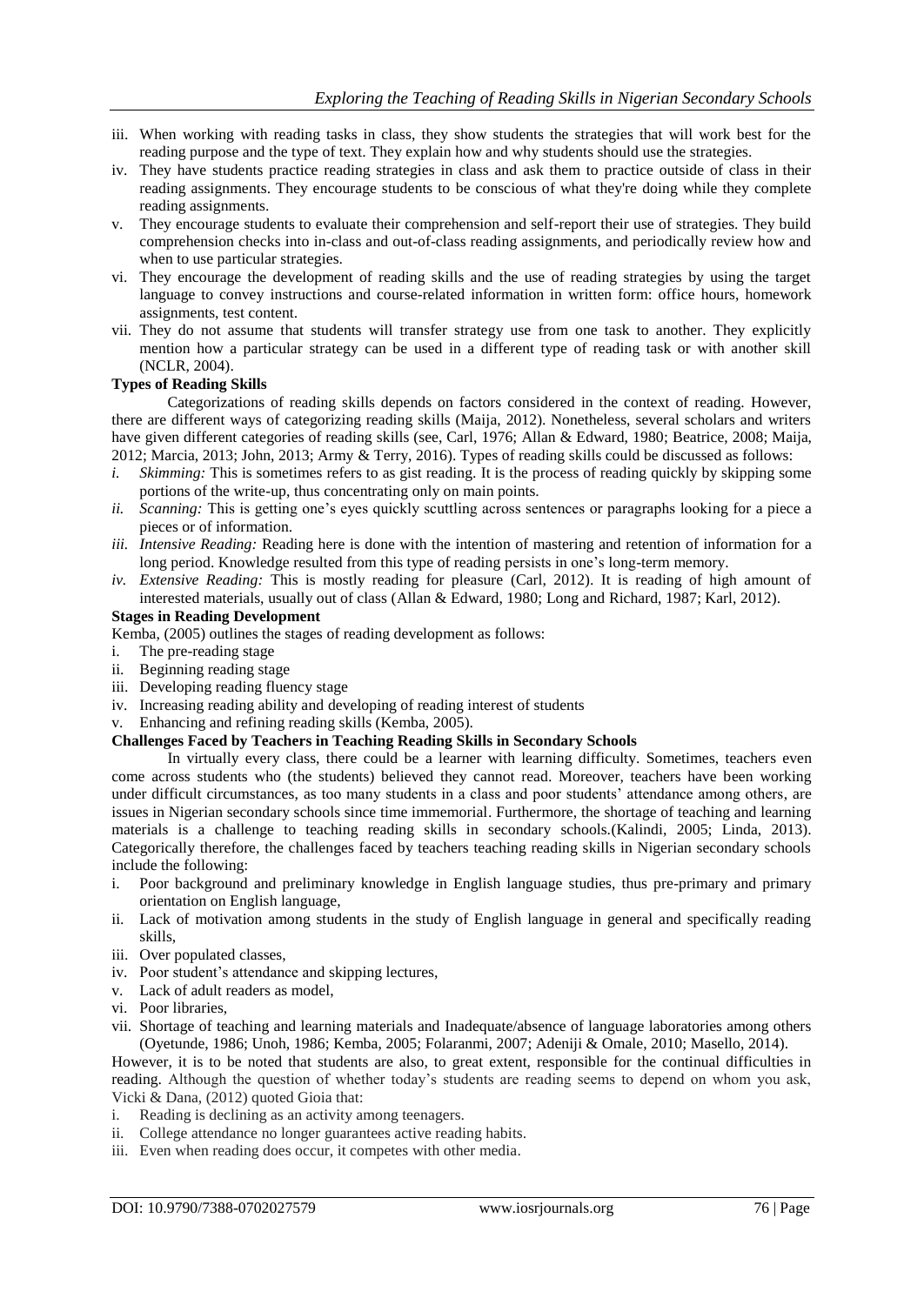iii. When working with reading tasks in class, they show students the strategies that will work best for the reading purpose and the type of text. They explain how and why students should use the strategies.

iv. They have students practice reading strategies in class and ask them to practice outside of class in their reading assignments. They encourage students to be conscious of what they're doing while they complete reading assignments.

v. They encourage students to evaluate their comprehension and self-report their use of strategies. They build comprehension checks into in-class and out-of-class reading assignments, and periodically review how and when to use particular strategies.

vi. They encourage the development of reading skills and the use of reading strategies by using the target language to convey instructions and course-related information in written form: office hours, homework assignments, test content.

vii. They do not assume that students will transfer strategy use from one task to another. They explicitly mention how a particular strategy can be used in a different type of reading task or with another skill (NCLR, 2004).

**Types of Reading Skills**

Categorizations of reading skills depends on factors considered in the context of reading. However, there are different ways of categorizing reading skills (Maija, 2012). Nonetheless, several scholars and writers have given different categories of reading skills (see, Carl, 1976; Allan & Edward, 1980; Beatrice, 2008; Maija, 2012; Marcia, 2013; John, 2013; Army & Terry, 2016). Types of reading skills could be discussed as follows:

*i. Skimming:* This is sometimes refers to as gist reading. It is the process of reading quickly by skipping some portions of the write-up, thus concentrating only on main points.

*ii. Scanning:* This is getting one's eyes quickly scuttling across sentences or paragraphs looking for a piece a pieces or of information.

*iii. Intensive Reading:* Reading here is done with the intention of mastering and retention of information for a long period. Knowledge resulted from this type of reading persists in one's long-term memory.

*iv. Extensive Reading:* This is mostly reading for pleasure (Carl, 2012). It is reading of high amount of interested materials, usually out of class (Allan & Edward, 1980; Long and Richard, 1987; Karl, 2012).

**Stages in Reading Development**

Kemba, (2005) outlines the stages of reading development as follows:

i. The pre-reading stage
ii. Beginning reading stage
iii. Developing reading fluency stage
iv. Increasing reading ability and developing of reading interest of students
v. Enhancing and refining reading skills (Kemba, 2005).

**Challenges Faced by Teachers in Teaching Reading Skills in Secondary Schools**

In virtually every class, there could be a learner with learning difficulty. Sometimes, teachers even come across students who (the students) believed they cannot read. Moreover, teachers have been working under difficult circumstances, as too many students in a class and poor students' attendance among others, are issues in Nigerian secondary schools since time immemorial. Furthermore, the shortage of teaching and learning materials is a challenge to teaching reading skills in secondary schools.(Kalindi, 2005; Linda, 2013). Categorically therefore, the challenges faced by teachers teaching reading skills in Nigerian secondary schools include the following:

i. Poor background and preliminary knowledge in English language studies, thus pre-primary and primary orientation on English language,
ii. Lack of motivation among students in the study of English language in general and specifically reading skills,
iii. Over populated classes,
iv. Poor student's attendance and skipping lectures,
v. Lack of adult readers as model,
vi. Poor libraries,
vii. Shortage of teaching and learning materials and Inadequate/absence of language laboratories among others (Oyetunde, 1986; Unoh, 1986; Kemba, 2005; Folaranmi, 2007; Adeniji & Omale, 2010; Masello, 2014).

However, it is to be noted that students are also, to great extent, responsible for the continual difficulties in reading. Although the question of whether today's students are reading seems to depend on whom you ask, Vicki & Dana, (2012) quoted Gioia that:

i. Reading is declining as an activity among teenagers.
ii. College attendance no longer guarantees active reading habits.
iii. Even when reading does occur, it competes with other media.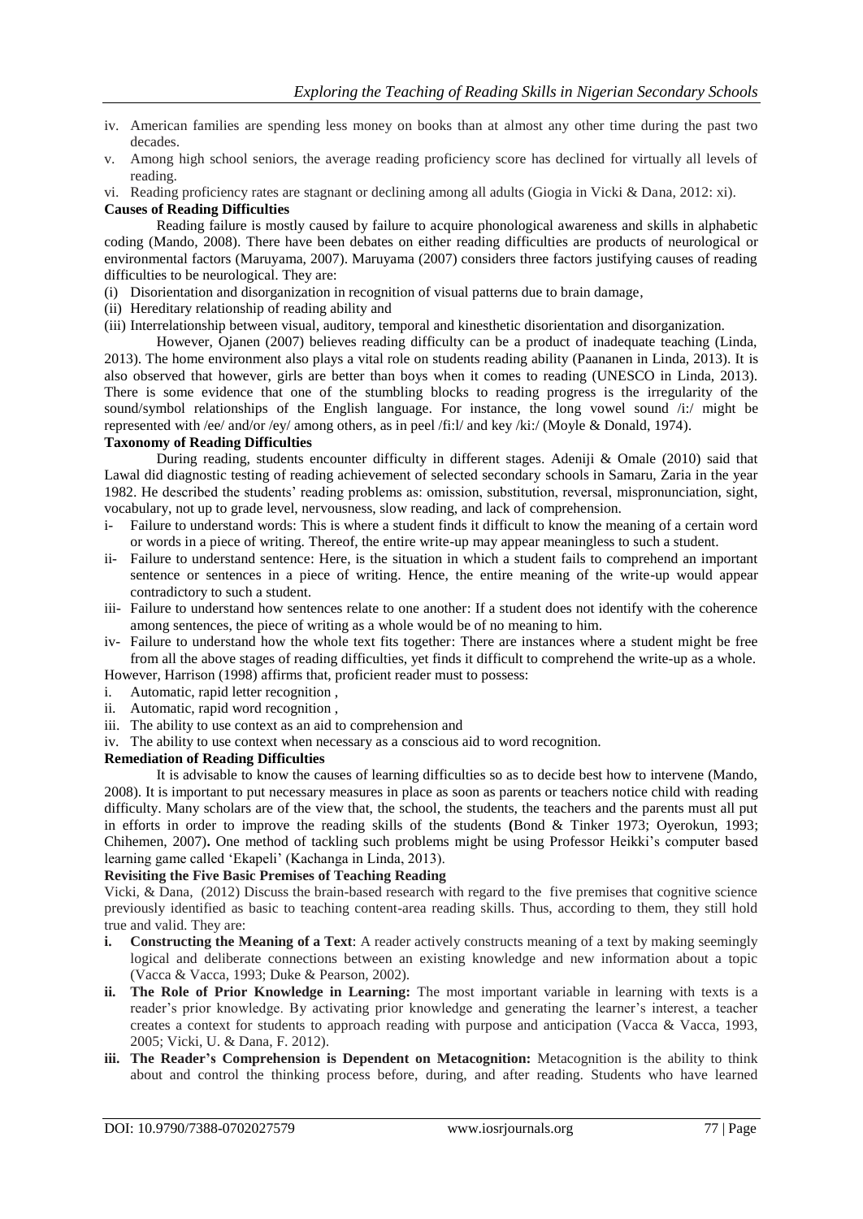iv. American families are spending less money on books than at almost any other time during the past two decades.
v. Among high school seniors, the average reading proficiency score has declined for virtually all levels of reading.
vi. Reading proficiency rates are stagnant or declining among all adults (Giogia in Vicki & Dana, 2012: xi).

**Causes of Reading Difficulties**

Reading failure is mostly caused by failure to acquire phonological awareness and skills in alphabetic coding (Mando, 2008). There have been debates on either reading difficulties are products of neurological or environmental factors (Maruyama, 2007). Maruyama (2007) considers three factors justifying causes of reading difficulties to be neurological. They are:

(i) Disorientation and disorganization in recognition of visual patterns due to brain damage,
(ii) Hereditary relationship of reading ability and
(iii) Interrelationship between visual, auditory, temporal and kinesthetic disorientation and disorganization.

However, Ojanen (2007) believes reading difficulty can be a product of inadequate teaching (Linda, 2013). The home environment also plays a vital role on students reading ability (Paananen in Linda, 2013). It is also observed that however, girls are better than boys when it comes to reading (UNESCO in Linda, 2013). There is some evidence that one of the stumbling blocks to reading progress is the irregularity of the sound/symbol relationships of the English language. For instance, the long vowel sound /i:/ might be represented with /ee/ and/or /ey/ among others, as in peel /fi:l/ and key /ki:/ (Moyle & Donald, 1974).

**Taxonomy of Reading Difficulties**

During reading, students encounter difficulty in different stages. Adeniji & Omale (2010) said that Lawal did diagnostic testing of reading achievement of selected secondary schools in Samaru, Zaria in the year 1982. He described the students' reading problems as: omission, substitution, reversal, mispronunciation, sight, vocabulary, not up to grade level, nervousness, slow reading, and lack of comprehension.

i- Failure to understand words: This is where a student finds it difficult to know the meaning of a certain word or words in a piece of writing. Thereof, the entire write-up may appear meaningless to such a student.
ii- Failure to understand sentence: Here, is the situation in which a student fails to comprehend an important sentence or sentences in a piece of writing. Hence, the entire meaning of the write-up would appear contradictory to such a student.
iii- Failure to understand how sentences relate to one another: If a student does not identify with the coherence among sentences, the piece of writing as a whole would be of no meaning to him.
iv- Failure to understand how the whole text fits together: There are instances where a student might be free from all the above stages of reading difficulties, yet finds it difficult to comprehend the write-up as a whole.

However, Harrison (1998) affirms that, proficient reader must to possess:

i. Automatic, rapid letter recognition ,
ii. Automatic, rapid word recognition ,
iii. The ability to use context as an aid to comprehension and
iv. The ability to use context when necessary as a conscious aid to word recognition.

**Remediation of Reading Difficulties**

It is advisable to know the causes of learning difficulties so as to decide best how to intervene (Mando, 2008). It is important to put necessary measures in place as soon as parents or teachers notice child with reading difficulty. Many scholars are of the view that, the school, the students, the teachers and the parents must all put in efforts in order to improve the reading skills of the students **(**Bond & Tinker 1973; Oyerokun, 1993; Chihemen, 2007)**.** One method of tackling such problems might be using Professor Heikki's computer based learning game called 'Ekapeli' (Kachanga in Linda, 2013).

**Revisiting the Five Basic Premises of Teaching Reading**

Vicki, & Dana, (2012) Discuss the brain-based research with regard to the five premises that cognitive science previously identified as basic to teaching content-area reading skills. Thus, according to them, they still hold true and valid. They are:

**i. Constructing the Meaning of a Text**: A reader actively constructs meaning of a text by making seemingly logical and deliberate connections between an existing knowledge and new information about a topic (Vacca & Vacca, 1993; Duke & Pearson, 2002).

**ii. The Role of Prior Knowledge in Learning:** The most important variable in learning with texts is a reader's prior knowledge. By activating prior knowledge and generating the learner's interest, a teacher creates a context for students to approach reading with purpose and anticipation (Vacca & Vacca, 1993, 2005; Vicki, U. & Dana, F. 2012).

**iii. The Reader's Comprehension is Dependent on Metacognition:** Metacognition is the ability to think about and control the thinking process before, during, and after reading. Students who have learned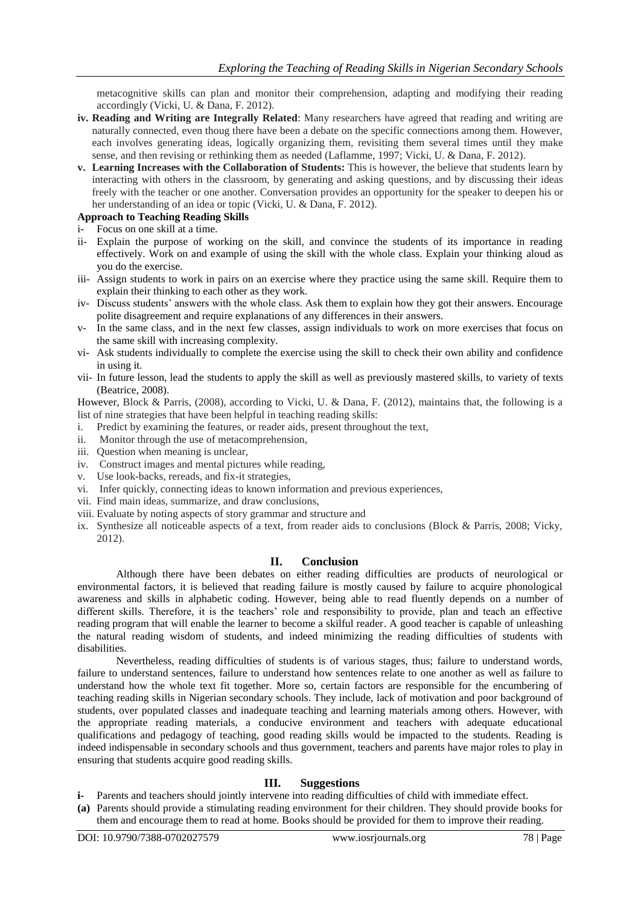metacognitive skills can plan and monitor their comprehension, adapting and modifying their reading accordingly (Vicki, U. & Dana, F. 2012).

**iv. Reading and Writing are Integrally Related**: Many researchers have agreed that reading and writing are naturally connected, even thoug there have been a debate on the specific connections among them. However, each involves generating ideas, logically organizing them, revisiting them several times until they make sense, and then revising or rethinking them as needed (Laflamme, 1997; Vicki, U. & Dana, F. 2012).

**v. Learning Increases with the Collaboration of Students:** This is however, the believe that students learn by interacting with others in the classroom, by generating and asking questions, and by discussing their ideas freely with the teacher or one another. Conversation provides an opportunity for the speaker to deepen his or her understanding of an idea or topic (Vicki, U. & Dana, F. 2012).

**Approach to Teaching Reading Skills**

i- Focus on one skill at a time.

ii- Explain the purpose of working on the skill, and convince the students of its importance in reading effectively. Work on and example of using the skill with the whole class. Explain your thinking aloud as you do the exercise.

iii- Assign students to work in pairs on an exercise where they practice using the same skill. Require them to explain their thinking to each other as they work.

iv- Discuss students' answers with the whole class. Ask them to explain how they got their answers. Encourage polite disagreement and require explanations of any differences in their answers.

v- In the same class, and in the next few classes, assign individuals to work on more exercises that focus on the same skill with increasing complexity.

vi- Ask students individually to complete the exercise using the skill to check their own ability and confidence in using it.

vii- In future lesson, lead the students to apply the skill as well as previously mastered skills, to variety of texts (Beatrice, 2008).

However, Block & Parris, (2008), according to Vicki, U. & Dana, F. (2012), maintains that, the following is a list of nine strategies that have been helpful in teaching reading skills:

i. Predict by examining the features, or reader aids, present throughout the text,

ii. Monitor through the use of metacomprehension,

iii. Question when meaning is unclear,

iv. Construct images and mental pictures while reading,

v. Use look-backs, rereads, and fix-it strategies,

vi. Infer quickly, connecting ideas to known information and previous experiences,

vii. Find main ideas, summarize, and draw conclusions,

viii. Evaluate by noting aspects of story grammar and structure and

ix. Synthesize all noticeable aspects of a text, from reader aids to conclusions (Block & Parris, 2008; Vicky, 2012).

## II. Conclusion

Although there have been debates on either reading difficulties are products of neurological or environmental factors, it is believed that reading failure is mostly caused by failure to acquire phonological awareness and skills in alphabetic coding. However, being able to read fluently depends on a number of different skills. Therefore, it is the teachers' role and responsibility to provide, plan and teach an effective reading program that will enable the learner to become a skilful reader. A good teacher is capable of unleashing the natural reading wisdom of students, and indeed minimizing the reading difficulties of students with disabilities.

Nevertheless, reading difficulties of students is of various stages, thus; failure to understand words, failure to understand sentences, failure to understand how sentences relate to one another as well as failure to understand how the whole text fit together. More so, certain factors are responsible for the encumbering of teaching reading skills in Nigerian secondary schools. They include, lack of motivation and poor background of students, over populated classes and inadequate teaching and learning materials among others. However, with the appropriate reading materials, a conducive environment and teachers with adequate educational qualifications and pedagogy of teaching, good reading skills would be impacted to the students. Reading is indeed indispensable in secondary schools and thus government, teachers and parents have major roles to play in ensuring that students acquire good reading skills.

## III. Suggestions

**i-** Parents and teachers should jointly intervene into reading difficulties of child with immediate effect.

**(a)** Parents should provide a stimulating reading environment for their children. They should provide books for them and encourage them to read at home. Books should be provided for them to improve their reading.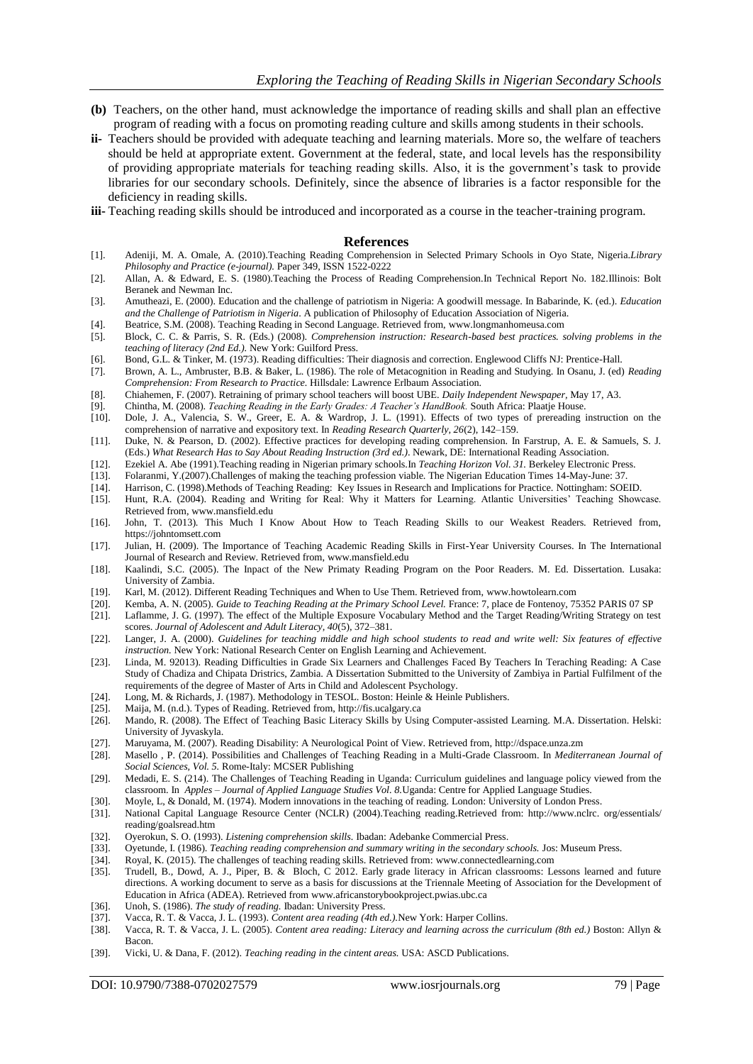**(b)** Teachers, on the other hand, must acknowledge the importance of reading skills and shall plan an effective program of reading with a focus on promoting reading culture and skills among students in their schools.

**ii-** Teachers should be provided with adequate teaching and learning materials. More so, the welfare of teachers should be held at appropriate extent. Government at the federal, state, and local levels has the responsibility of providing appropriate materials for teaching reading skills. Also, it is the government's task to provide libraries for our secondary schools. Definitely, since the absence of libraries is a factor responsible for the deficiency in reading skills.

**iii-** Teaching reading skills should be introduced and incorporated as a course in the teacher-training program.

## References

[1]. Adeniji, M. A. Omale, A. (2010).Teaching Reading Comprehension in Selected Primary Schools in Oyo State, Nigeria.*Library Philosophy and Practice (e-journal)*. Paper 349, ISSN 1522-0222

[2]. Allan, A. & Edward, E. S. (1980).Teaching the Process of Reading Comprehension.In Technical Report No. 182.Illinois: Bolt Beranek and Newman Inc.

[3]. Amutheazi, E. (2000). Education and the challenge of patriotism in Nigeria: A goodwill message. In Babarinde, K. (ed.). *Education and the Challenge of Patriotism in Nigeria*. A publication of Philosophy of Education Association of Nigeria.

[4]. Beatrice, S.M. (2008). Teaching Reading in Second Language. Retrieved from, www.longmanhomeusa.com

[5]. Block, C. C. & Parris, S. R. (Eds.) (2008). *Comprehension instruction: Research-based best practices. solving problems in the teaching of literacy (2nd Ed.).* New York: Guilford Press.

[6]. Bond, G.L. & Tinker, M. (1973). Reading difficulties: Their diagnosis and correction. Englewood Cliffs NJ: Prentice-Hall.

[7]. Brown, A. L., Ambruster, B.B. & Baker, L. (1986). The role of Metacognition in Reading and Studying. In Osanu, J. (ed) *Reading Comprehension: From Research to Practice*. Hillsdale: Lawrence Erlbaum Association.

[8]. Chiahemen, F. (2007). Retraining of primary school teachers will boost UBE. *Daily Independent Newspaper*, May 17, A3.

[9]. Chintha, M. (2008). *Teaching Reading in the Early Grades: A Teacher's HandBook.* South Africa: Plaatje House.

[10]. Dole, J. A., Valencia, S. W., Greer, E. A. & Wardrop, J. L. (1991). Effects of two types of prereading instruction on the comprehension of narrative and expository text. In *Reading Research Quarterly, 26*(2), 142–159.

[11]. Duke, N. & Pearson, D. (2002). Effective practices for developing reading comprehension. In Farstrup, A. E. & Samuels, S. J. (Eds.) *What Research Has to Say About Reading Instruction (3rd ed.)*. Newark, DE: International Reading Association.

[12]. Ezekiel A. Abe (1991).Teaching reading in Nigerian primary schools.In *Teaching Horizon Vol. 31*. Berkeley Electronic Press.

[13]. Folaranmi, Y.(2007).Challenges of making the teaching profession viable. The Nigerian Education Times 14-May-June: 37.

[14]. Harrison, C. (1998).Methods of Teaching Reading: Key Issues in Research and Implications for Practice. Nottingham: SOEID.

[15]. Hunt, R.A. (2004). Reading and Writing for Real: Why it Matters for Learning. Atlantic Universities' Teaching Showcase. Retrieved from, www.mansfield.edu

[16]. John, T. (2013). This Much I Know About How to Teach Reading Skills to our Weakest Readers. Retrieved from, https://johntomsett.com

[17]. Julian, H. (2009). The Importance of Teaching Academic Reading Skills in First-Year University Courses. In The International Journal of Research and Review. Retrieved from, www.mansfield.edu

[18]. Kaalindi, S.C. (2005). The Inpact of the New Primaty Reading Program on the Poor Readers. M. Ed. Dissertation. Lusaka: University of Zambia.

[19]. Karl, M. (2012). Different Reading Techniques and When to Use Them. Retrieved from, www.howtolearn.com

[20]. Kemba, A. N. (2005). *Guide to Teaching Reading at the Primary School Level.* France: 7, place de Fontenoy, 75352 PARIS 07 SP

[21]. Laflamme, J. G. (1997). The effect of the Multiple Exposure Vocabulary Method and the Target Reading/Writing Strategy on test scores. *Journal of Adolescent and Adult Literacy, 40*(5), 372–381.

[22]. Langer, J. A. (2000). *Guidelines for teaching middle and high school students to read and write well: Six features of effective instruction.* New York: National Research Center on English Learning and Achievement.

[23]. Linda, M. 92013). Reading Difficulties in Grade Six Learners and Challenges Faced By Teachers In Teraching Reading: A Case Study of Chadiza and Chipata Dristrics, Zambia. A Dissertation Submitted to the University of Zambiya in Partial Fulfilment of the requirements of the degree of Master of Arts in Child and Adolescent Psychology.

[24]. Long, M. & Richards, J. (1987). Methodology in TESOL. Boston: Heinle & Heinle Publishers.

[25]. Maija, M. (n.d.). Types of Reading. Retrieved from, http://fis.ucalgary.ca

[26]. Mando, R. (2008). The Effect of Teaching Basic Literacy Skills by Using Computer-assisted Learning. M.A. Dissertation. Helski: University of Jyvaskyla.

[27]. Maruyama, M. (2007). Reading Disability: A Neurological Point of View. Retrieved from, http://dspace.unza.zm

[28]. Masello , P. (2014). Possibilities and Challenges of Teaching Reading in a Multi-Grade Classroom. In *Mediterranean Journal of Social Sciences, Vol. 5.* Rome-Italy: MCSER Publishing

[29]. Medadi, E. S. (214). The Challenges of Teaching Reading in Uganda: Curriculum guidelines and language policy viewed from the classroom. In *Apples – Journal of Applied Language Studies Vol. 8.*Uganda: Centre for Applied Language Studies.

[30]. Moyle, L, & Donald, M. (1974). Modern innovations in the teaching of reading. London: University of London Press.

[31]. National Capital Language Resource Center (NCLR) (2004).Teaching reading.Retrieved from: http://www.nclrc. org/essentials/ reading/goalsread.htm

[32]. Oyerokun, S. O. (1993). *Listening comprehension skills.* Ibadan: Adebanke Commercial Press.

[33]. Oyetunde, I. (1986). *Teaching reading comprehension and summary writing in the secondary schools.* Jos: Museum Press.

[34]. Royal, K. (2015). The challenges of teaching reading skills. Retrieved from: www.connectedlearning.com

[35]. Trudell, B., Dowd, A. J., Piper, B. & Bloch, C 2012. Early grade literacy in African classrooms: Lessons learned and future directions. A working document to serve as a basis for discussions at the Triennale Meeting of Association for the Development of Education in Africa (ADEA). Retrieved from www.africanstorybookproject.pwias.ubc.ca

[36]. Unoh, S. (1986). *The study of reading.* Ibadan: University Press.

[37]. Vacca, R. T. & Vacca, J. L. (1993). *Content area reading (4th ed.).*New York: Harper Collins.

[38]. Vacca, R. T. & Vacca, J. L. (2005). *Content area reading: Literacy and learning across the curriculum (8th ed.)* Boston: Allyn & Bacon.

[39]. Vicki, U. & Dana, F. (2012). *Teaching reading in the cintent areas.* USA: ASCD Publications.